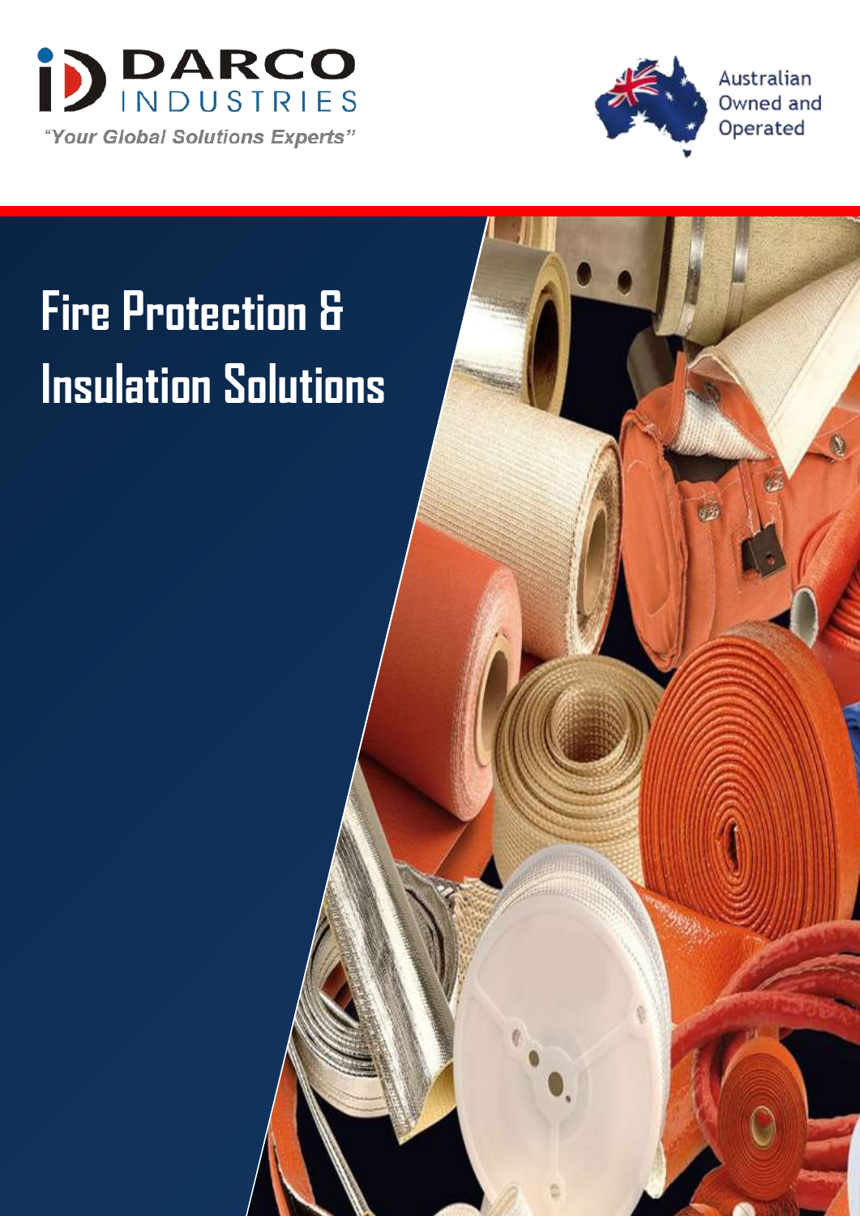DARCO INDUSTRIES

*"Your Global Solutions Experts"*

Australian Owned and Operated

# Fire Protection & Insulation Solutions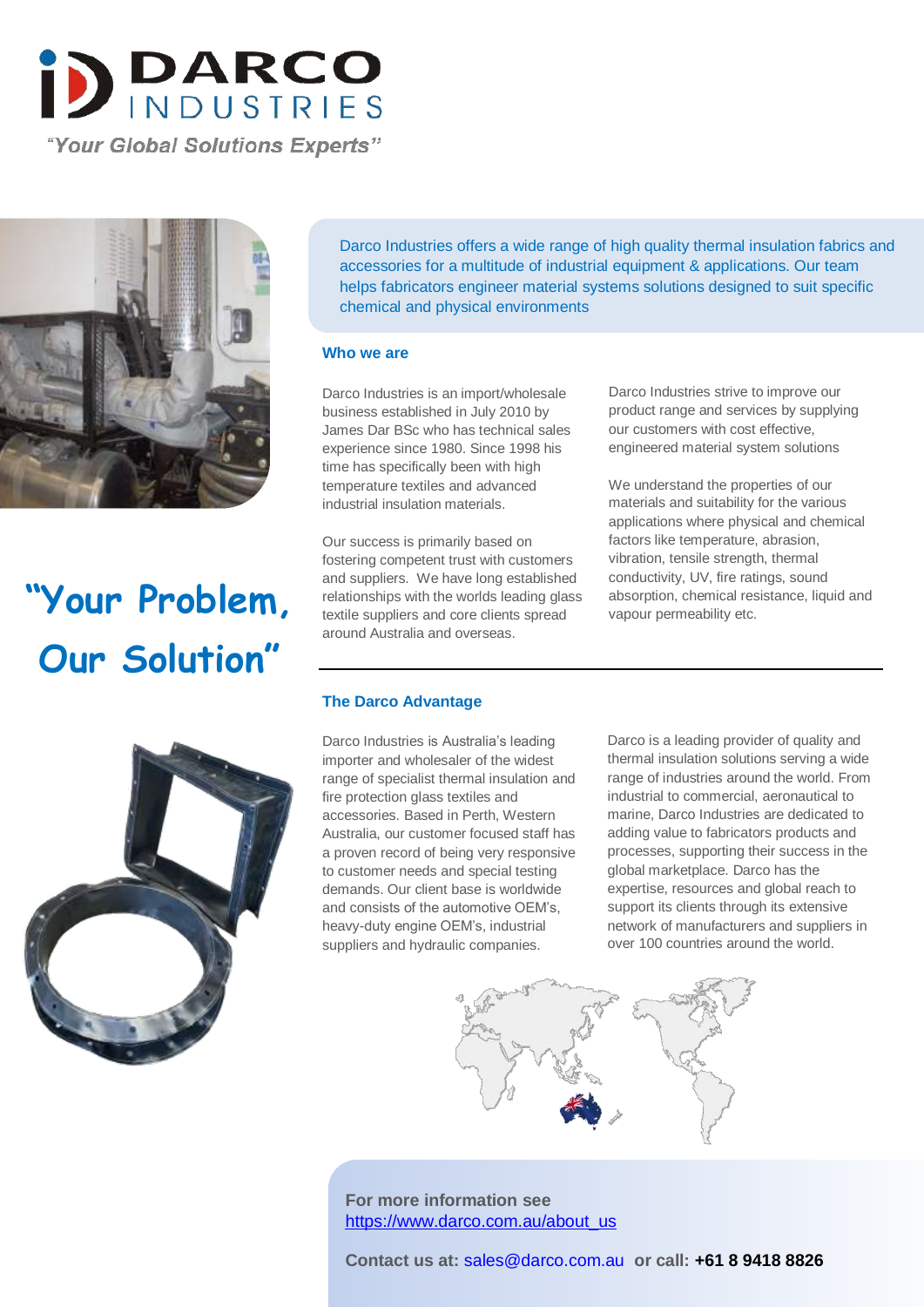# DARCO INDUSTRIES

*"Your Global Solutions Experts"*

Darco Industries offers a wide range of high quality thermal insulation fabrics and accessories for a multitude of industrial equipment & applications. Our team helps fabricators engineer material systems solutions designed to suit specific chemical and physical environments

## "Your Problem, Our Solution"

### Who we are

Darco Industries is an import/wholesale business established in July 2010 by James Dar BSc who has technical sales experience since 1980. Since 1998 his time has specifically been with high temperature textiles and advanced industrial insulation materials.

Our success is primarily based on fostering competent trust with customers and suppliers. We have long established relationships with the worlds leading glass textile suppliers and core clients spread around Australia and overseas.

Darco Industries strive to improve our product range and services by supplying our customers with cost effective, engineered material system solutions

We understand the properties of our materials and suitability for the various applications where physical and chemical factors like temperature, abrasion, vibration, tensile strength, thermal conductivity, UV, fire ratings, sound absorption, chemical resistance, liquid and vapour permeability etc.

### The Darco Advantage

Darco Industries is Australia's leading importer and wholesaler of the widest range of specialist thermal insulation and fire protection glass textiles and accessories. Based in Perth, Western Australia, our customer focused staff has a proven record of being very responsive to customer needs and special testing demands. Our client base is worldwide and consists of the automotive OEM's, heavy-duty engine OEM's, industrial suppliers and hydraulic companies.

Darco is a leading provider of quality and thermal insulation solutions serving a wide range of industries around the world. From industrial to commercial, aeronautical to marine, Darco Industries are dedicated to adding value to fabricators products and processes, supporting their success in the global marketplace. Darco has the expertise, resources and global reach to support its clients through its extensive network of manufacturers and suppliers in over 100 countries around the world.

**For more information see**
https://www.darco.com.au/about_us

**Contact us at:** sales@darco.com.au **or call: +61 8 9418 8826**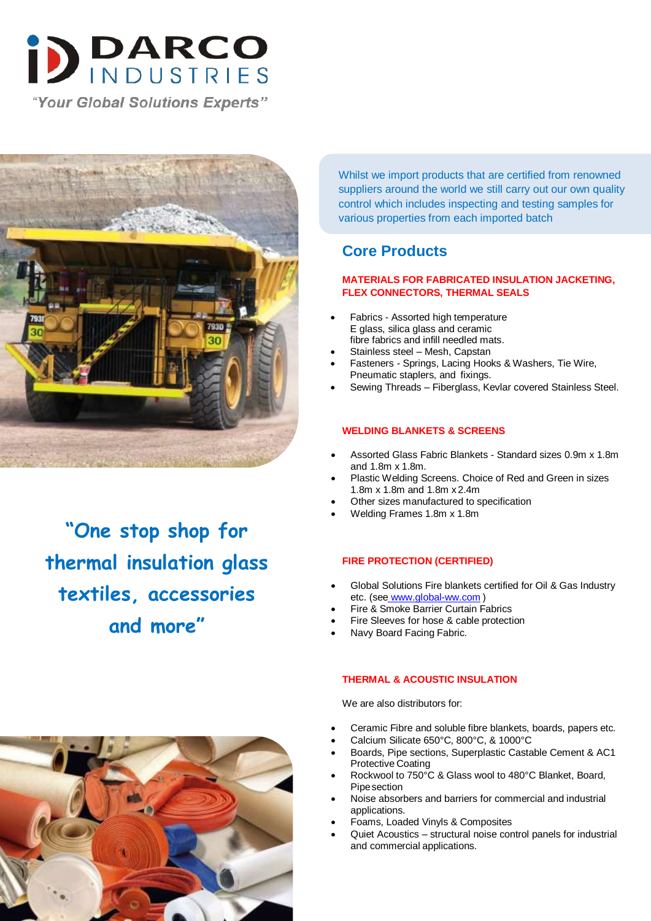# DARCO INDUSTRIES

*"Your Global Solutions Experts"*

**"One stop shop for thermal insulation glass textiles, accessories and more"**

Whilst we import products that are certified from renowned suppliers around the world we still carry out our own quality control which includes inspecting and testing samples for various properties from each imported batch

## Core Products

### MATERIALS FOR FABRICATED INSULATION JACKETING, FLEX CONNECTORS, THERMAL SEALS

- Fabrics - Assorted high temperature E glass, silica glass and ceramic fibre fabrics and infill needled mats.
- Stainless steel – Mesh, Capstan
- Fasteners - Springs, Lacing Hooks & Washers, Tie Wire, Pneumatic staplers, and fixings.
- Sewing Threads – Fiberglass, Kevlar covered Stainless Steel.

### WELDING BLANKETS & SCREENS

- Assorted Glass Fabric Blankets - Standard sizes 0.9m x 1.8m and 1.8m x 1.8m.
- Plastic Welding Screens. Choice of Red and Green in sizes 1.8m x 1.8m and 1.8m x 2.4m
- Other sizes manufactured to specification
- Welding Frames 1.8m x 1.8m

### FIRE PROTECTION (CERTIFIED)

- Global Solutions Fire blankets certified for Oil & Gas Industry etc. (see www.global-ww.com )
- Fire & Smoke Barrier Curtain Fabrics
- Fire Sleeves for hose & cable protection
- Navy Board Facing Fabric.

### THERMAL & ACOUSTIC INSULATION

We are also distributors for:

- Ceramic Fibre and soluble fibre blankets, boards, papers etc.
- Calcium Silicate 650°C, 800°C, & 1000°C
- Boards, Pipe sections, Superplastic Castable Cement & AC1 Protective Coating
- Rockwool to 750°C & Glass wool to 480°C Blanket, Board, Pipe section
- Noise absorbers and barriers for commercial and industrial applications.
- Foams, Loaded Vinyls & Composites
- Quiet Acoustics – structural noise control panels for industrial and commercial applications.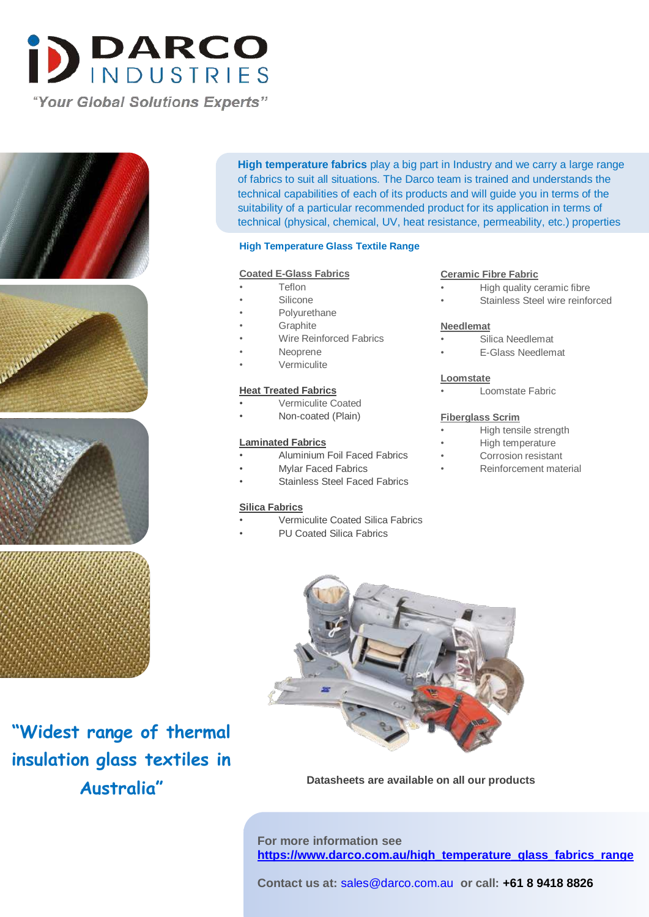# DARCO INDUSTRIES

*"Your Global Solutions Experts"*

**High temperature fabrics** play a big part in Industry and we carry a large range of fabrics to suit all situations. The Darco team is trained and understands the technical capabilities of each of its products and will guide you in terms of the suitability of a particular recommended product for its application in terms of technical (physical, chemical, UV, heat resistance, permeability, etc.) properties

## High Temperature Glass Textile Range

### Coated E-Glass Fabrics

- Teflon
- Silicone
- Polyurethane
- Graphite
- Wire Reinforced Fabrics
- Neoprene
- Vermiculite

### Heat Treated Fabrics

- Vermiculite Coated
- Non-coated (Plain)

### Laminated Fabrics

- Aluminium Foil Faced Fabrics
- Mylar Faced Fabrics
- Stainless Steel Faced Fabrics

### Silica Fabrics

- Vermiculite Coated Silica Fabrics
- PU Coated Silica Fabrics

### Ceramic Fibre Fabric

- High quality ceramic fibre
- Stainless Steel wire reinforced

### Needlemat

- Silica Needlemat
- E-Glass Needlemat

### Loomstate

- Loomstate Fabric

### Fiberglass Scrim

- High tensile strength
- High temperature
- Corrosion resistant
- Reinforcement material

"Widest range of thermal insulation glass textiles in Australia"

**Datasheets are available on all our products**

**For more information see**
**https://www.darco.com.au/high_temperature_glass_fabrics_range**

**Contact us at:** sales@darco.com.au **or call: +61 8 9418 8826**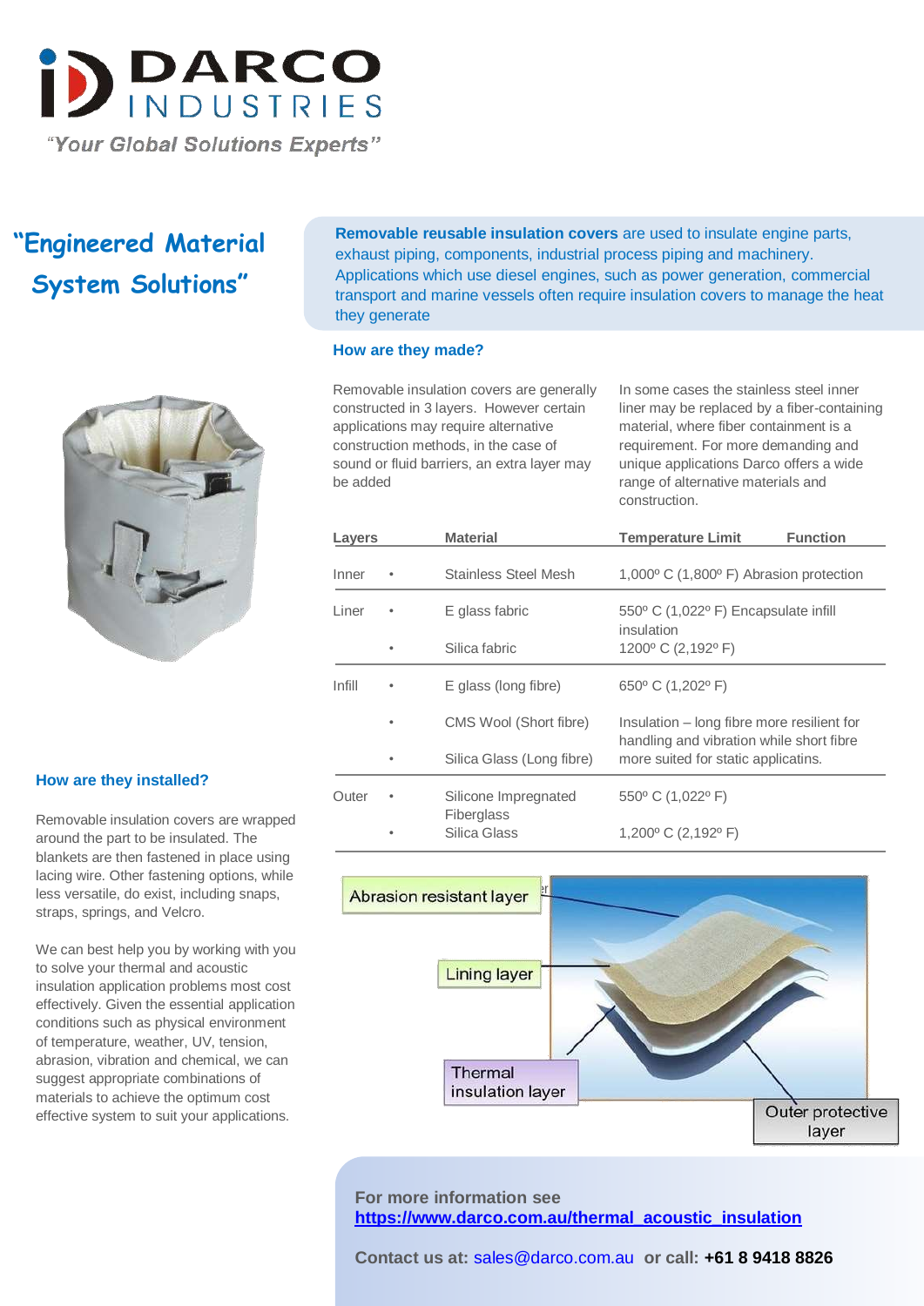# DARCO INDUSTRIES

*"Your Global Solutions Experts"*

## "Engineered Material System Solutions"

**Removable reusable insulation covers** are used to insulate engine parts, exhaust piping, components, industrial process piping and machinery. Applications which use diesel engines, such as power generation, commercial transport and marine vessels often require insulation covers to manage the heat they generate

### How are they made?

Removable insulation covers are generally constructed in 3 layers. However certain applications may require alternative construction methods, in the case of sound or fluid barriers, an extra layer may be added

In some cases the stainless steel inner liner may be replaced by a fiber-containing material, where fiber containment is a requirement. For more demanding and unique applications Darco offers a wide range of alternative materials and construction.

| Layers | | Material | Temperature Limit | Function |
|---|---|---|---|---|
| Inner | • | Stainless Steel Mesh | 1,000º C (1,800º F) | Abrasion protection |
| Liner | • | E glass fabric | 550º C (1,022º F) | Encapsulate infill insulation |
| | • | Silica fabric | 1200º C (2,192º F) | |
| Infill | • | E glass (long fibre) | 650º C (1,202º F) | |
| | • | CMS Wool (Short fibre) | | Insulation – long fibre more resilient for handling and vibration while short fibre more suited for static applicatins. |
| | • | Silica Glass (Long fibre) | | |
| Outer | • | Silicone Impregnated Fiberglass | 550º C (1,022º F) | |
| | • | Silica Glass | 1,200º C (2,192º F) | |

Abrasion resistant layer

Lining layer

Thermal insulation layer

Outer protective layer

### How are they installed?

Removable insulation covers are wrapped around the part to be insulated. The blankets are then fastened in place using lacing wire. Other fastening options, while less versatile, do exist, including snaps, straps, springs, and Velcro.

We can best help you by working with you to solve your thermal and acoustic insulation application problems most cost effectively. Given the essential application conditions such as physical environment of temperature, weather, UV, tension, abrasion, vibration and chemical, we can suggest appropriate combinations of materials to achieve the optimum cost effective system to suit your applications.

**For more information see**
**https://www.darco.com.au/thermal_acoustic_insulation**

**Contact us at:** sales@darco.com.au **or call: +61 8 9418 8826**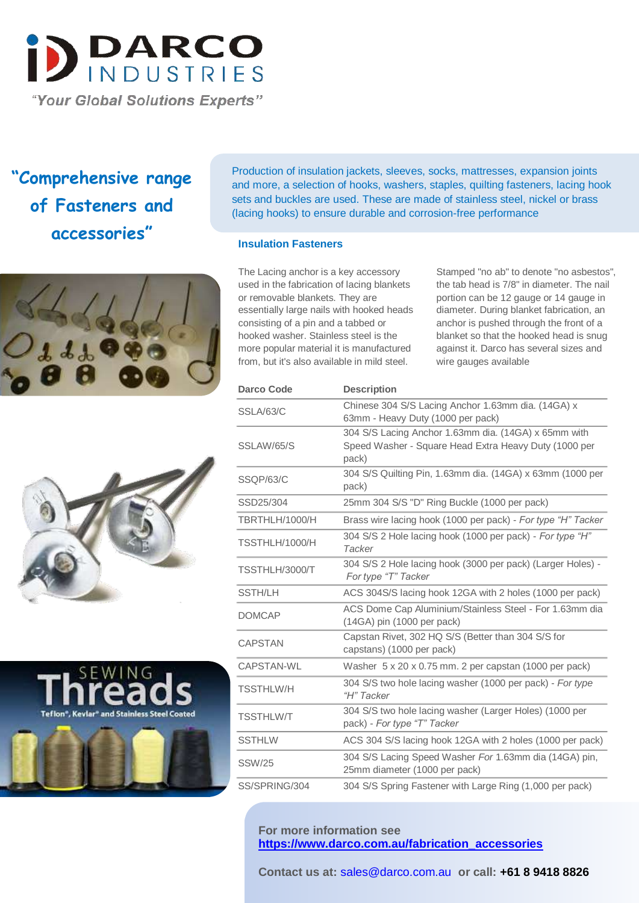# DARCO INDUSTRIES

*"Your Global Solutions Experts"*

## "Comprehensive range of Fasteners and accessories"

Production of insulation jackets, sleeves, socks, mattresses, expansion joints and more, a selection of hooks, washers, staples, quilting fasteners, lacing hook sets and buckles are used. These are made of stainless steel, nickel or brass (lacing hooks) to ensure durable and corrosion-free performance

### Insulation Fasteners

The Lacing anchor is a key accessory used in the fabrication of lacing blankets or removable blankets. They are essentially large nails with hooked heads consisting of a pin and a tabbed or hooked washer. Stainless steel is the more popular material it is manufactured from, but it's also available in mild steel.

Stamped "no ab" to denote "no asbestos", the tab head is 7/8" in diameter. The nail portion can be 12 gauge or 14 gauge in diameter. During blanket fabrication, an anchor is pushed through the front of a blanket so that the hooked head is snug against it. Darco has several sizes and wire gauges available

| Darco Code | Description |
|---|---|
| SSLA/63/C | Chinese 304 S/S Lacing Anchor 1.63mm dia. (14GA) x 63mm - Heavy Duty (1000 per pack) |
| SSLAW/65/S | 304 S/S Lacing Anchor 1.63mm dia. (14GA) x 65mm with Speed Washer - Square Head Extra Heavy Duty (1000 per pack) |
| SSQP/63/C | 304 S/S Quilting Pin, 1.63mm dia. (14GA) x 63mm (1000 per pack) |
| SSD25/304 | 25mm 304 S/S "D" Ring Buckle (1000 per pack) |
| TBRTHLH/1000/H | Brass wire lacing hook (1000 per pack) - *For type "H" Tacker* |
| TSSTHLH/1000/H | 304 S/S 2 Hole lacing hook (1000 per pack) - *For type "H" Tacker* |
| TSSTHLH/3000/T | 304 S/S 2 Hole lacing hook (3000 per pack) (Larger Holes) - *For type "T" Tacker* |
| SSTH/LH | ACS 304S/S lacing hook 12GA with 2 holes (1000 per pack) |
| DOMCAP | ACS Dome Cap Aluminium/Stainless Steel - For 1.63mm dia (14GA) pin (1000 per pack) |
| CAPSTAN | Capstan Rivet, 302 HQ S/S (Better than 304 S/S for capstans) (1000 per pack) |
| CAPSTAN-WL | Washer 5 x 20 x 0.75 mm. 2 per capstan (1000 per pack) |
| TSSTHLW/H | 304 S/S two hole lacing washer (1000 per pack) - *For type "H" Tacker* |
| TSSTHLW/T | 304 S/S two hole lacing washer (Larger Holes) (1000 per pack) - *For type "T" Tacker* |
| SSTHLW | ACS 304 S/S lacing hook 12GA with 2 holes (1000 per pack) |
| SSW/25 | 304 S/S Lacing Speed Washer *For* 1.63mm dia (14GA) pin, 25mm diameter (1000 per pack) |
| SS/SPRING/304 | 304 S/S Spring Fastener with Large Ring (1,000 per pack) |

SEWING Threads

Teflon®, Kevlar® and Stainless Steel Coated

**For more information see**
**https://www.darco.com.au/fabrication_accessories**

**Contact us at:** sales@darco.com.au **or call: +61 8 9418 8826**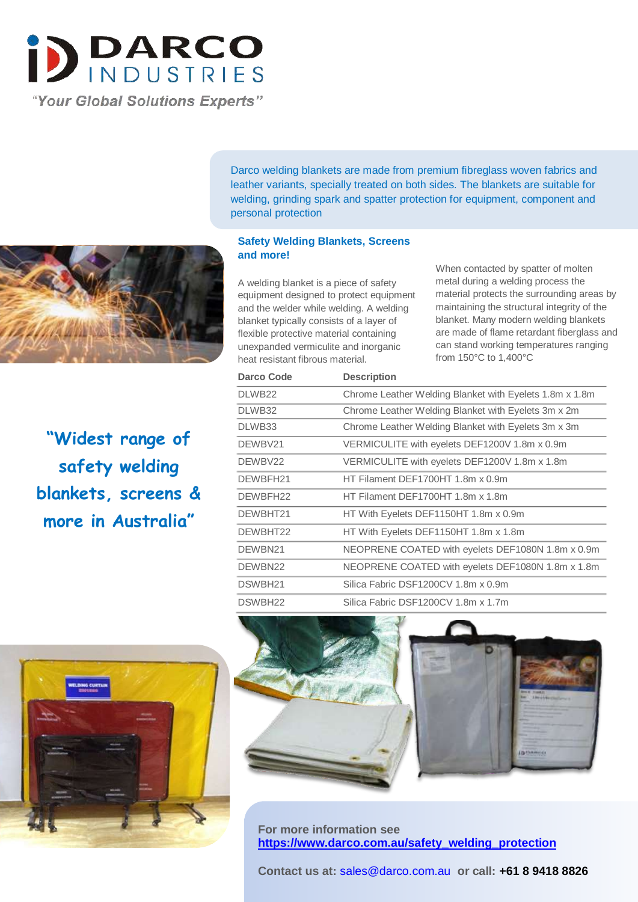# DARCO INDUSTRIES

*"Your Global Solutions Experts"*

Darco welding blankets are made from premium fibreglass woven fabrics and leather variants, specially treated on both sides. The blankets are suitable for welding, grinding spark and spatter protection for equipment, component and personal protection

**"Widest range of safety welding blankets, screens & more in Australia"**

## Safety Welding Blankets, Screens and more!

A welding blanket is a piece of safety equipment designed to protect equipment and the welder while welding. A welding blanket typically consists of a layer of flexible protective material containing unexpanded vermiculite and inorganic heat resistant fibrous material.

When contacted by spatter of molten metal during a welding process the material protects the surrounding areas by maintaining the structural integrity of the blanket. Many modern welding blankets are made of flame retardant fiberglass and can stand working temperatures ranging from 150°C to 1,400°C

| Darco Code | Description |
|---|---|
| DLWB22 | Chrome Leather Welding Blanket with Eyelets 1.8m x 1.8m |
| DLWB32 | Chrome Leather Welding Blanket with Eyelets 3m x 2m |
| DLWB33 | Chrome Leather Welding Blanket with Eyelets 3m x 3m |
| DEWBV21 | VERMICULITE with eyelets DEF1200V 1.8m x 0.9m |
| DEWBV22 | VERMICULITE with eyelets DEF1200V 1.8m x 1.8m |
| DEWBFH21 | HT Filament DEF1700HT 1.8m x 0.9m |
| DEWBFH22 | HT Filament DEF1700HT 1.8m x 1.8m |
| DEWBHT21 | HT With Eyelets DEF1150HT 1.8m x 0.9m |
| DEWBHT22 | HT With Eyelets DEF1150HT 1.8m x 1.8m |
| DEWBN21 | NEOPRENE COATED with eyelets DEF1080N 1.8m x 0.9m |
| DEWBN22 | NEOPRENE COATED with eyelets DEF1080N 1.8m x 1.8m |
| DSWBH21 | Silica Fabric DSF1200CV 1.8m x 0.9m |
| DSWBH22 | Silica Fabric DSF1200CV 1.8m x 1.7m |

**For more information see**
**[https://www.darco.com.au/safety_welding_protection](https://www.darco.com.au/safety_welding_protection)**

**Contact us at:** sales@darco.com.au **or call: +61 8 9418 8826**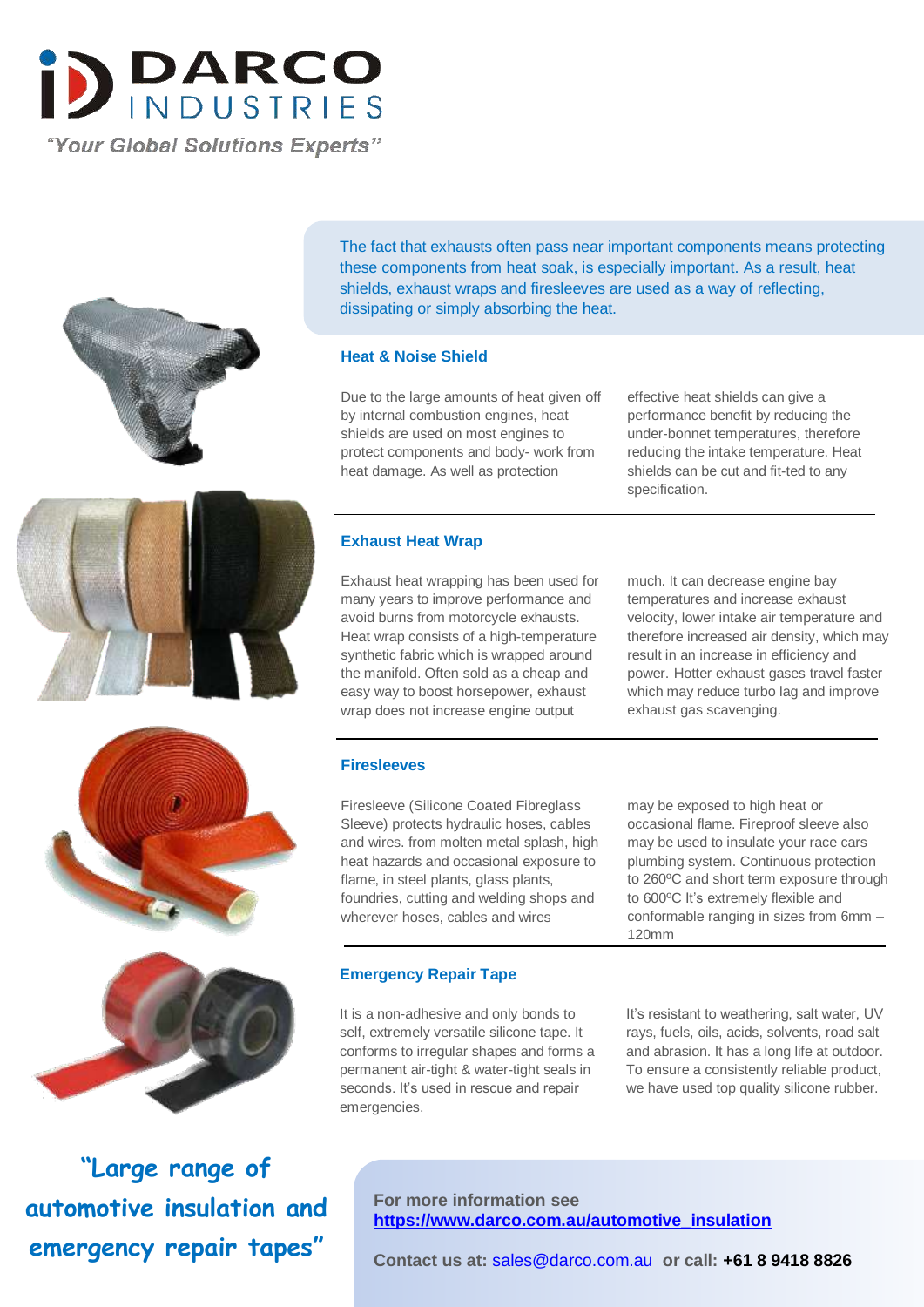# DARCO INDUSTRIES

*"Your Global Solutions Experts"*

The fact that exhausts often pass near important components means protecting these components from heat soak, is especially important. As a result, heat shields, exhaust wraps and firesleeves are used as a way of reflecting, dissipating or simply absorbing the heat.

### Heat & Noise Shield

Due to the large amounts of heat given off by internal combustion engines, heat shields are used on most engines to protect components and body- work from heat damage. As well as protection effective heat shields can give a performance benefit by reducing the under-bonnet temperatures, therefore reducing the intake temperature. Heat shields can be cut and fit-ted to any specification.

### Exhaust Heat Wrap

Exhaust heat wrapping has been used for many years to improve performance and avoid burns from motorcycle exhausts. Heat wrap consists of a high-temperature synthetic fabric which is wrapped around the manifold. Often sold as a cheap and easy way to boost horsepower, exhaust wrap does not increase engine output much. It can decrease engine bay temperatures and increase exhaust velocity, lower intake air temperature and therefore increased air density, which may result in an increase in efficiency and power. Hotter exhaust gases travel faster which may reduce turbo lag and improve exhaust gas scavenging.

### Firesleeves

Firesleeve (Silicone Coated Fibreglass Sleeve) protects hydraulic hoses, cables and wires. from molten metal splash, high heat hazards and occasional exposure to flame, in steel plants, glass plants, foundries, cutting and welding shops and wherever hoses, cables and wires may be exposed to high heat or occasional flame. Fireproof sleeve also may be used to insulate your race cars plumbing system. Continuous protection to 260ºC and short term exposure through to 600ºC It's extremely flexible and conformable ranging in sizes from 6mm – 120mm

### Emergency Repair Tape

It is a non-adhesive and only bonds to self, extremely versatile silicone tape. It conforms to irregular shapes and forms a permanent air-tight & water-tight seals in seconds. It's used in rescue and repair emergencies. It's resistant to weathering, salt water, UV rays, fuels, oils, acids, solvents, road salt and abrasion. It has a long life at outdoor. To ensure a consistently reliable product, we have used top quality silicone rubber.

**"Large range of automotive insulation and emergency repair tapes"**

**For more information see**
**https://www.darco.com.au/automotive_insulation**

**Contact us at:** sales@darco.com.au **or call: +61 8 9418 8826**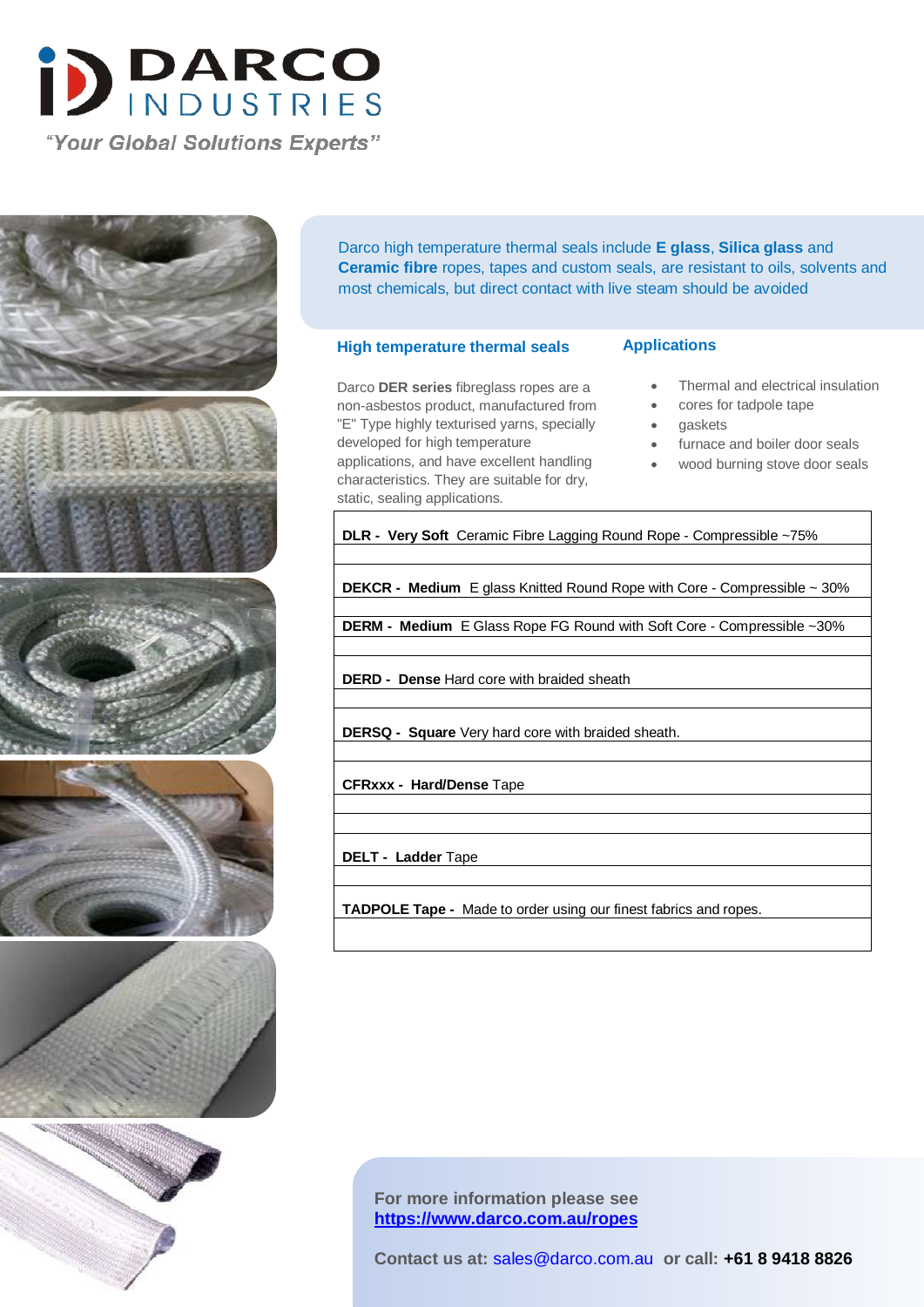# DARCO INDUSTRIES

*"Your Global Solutions Experts"*

Darco high temperature thermal seals include **E glass**, **Silica glass** and **Ceramic fibre** ropes, tapes and custom seals, are resistant to oils, solvents and most chemicals, but direct contact with live steam should be avoided

## High temperature thermal seals

Darco **DER series** fibreglass ropes are a non-asbestos product, manufactured from "E" Type highly texturised yarns, specially developed for high temperature applications, and have excellent handling characteristics. They are suitable for dry, static, sealing applications.

## Applications

- Thermal and electrical insulation
- cores for tadpole tape
- gaskets
- furnace and boiler door seals
- wood burning stove door seals

| |
|---|
| **DLR - Very Soft** Ceramic Fibre Lagging Round Rope - Compressible ~75% |
| |
| **DEKCR - Medium** E glass Knitted Round Rope with Core - Compressible ~ 30% |
| |
| **DERM - Medium** E Glass Rope FG Round with Soft Core - Compressible ~30% |
| |
| **DERD - Dense** Hard core with braided sheath |
| |
| **DERSQ - Square** Very hard core with braided sheath. |
| |
| **CFRxxx - Hard/Dense** Tape |
| |
| |
| **DELT - Ladder** Tape |
| |
| **TADPOLE Tape -** Made to order using our finest fabrics and ropes. |
| |

**For more information please see**
**[https://www.darco.com.au/ropes](https://www.darco.com.au/ropes)**

**Contact us at:** sales@darco.com.au **or call: +61 8 9418 8826**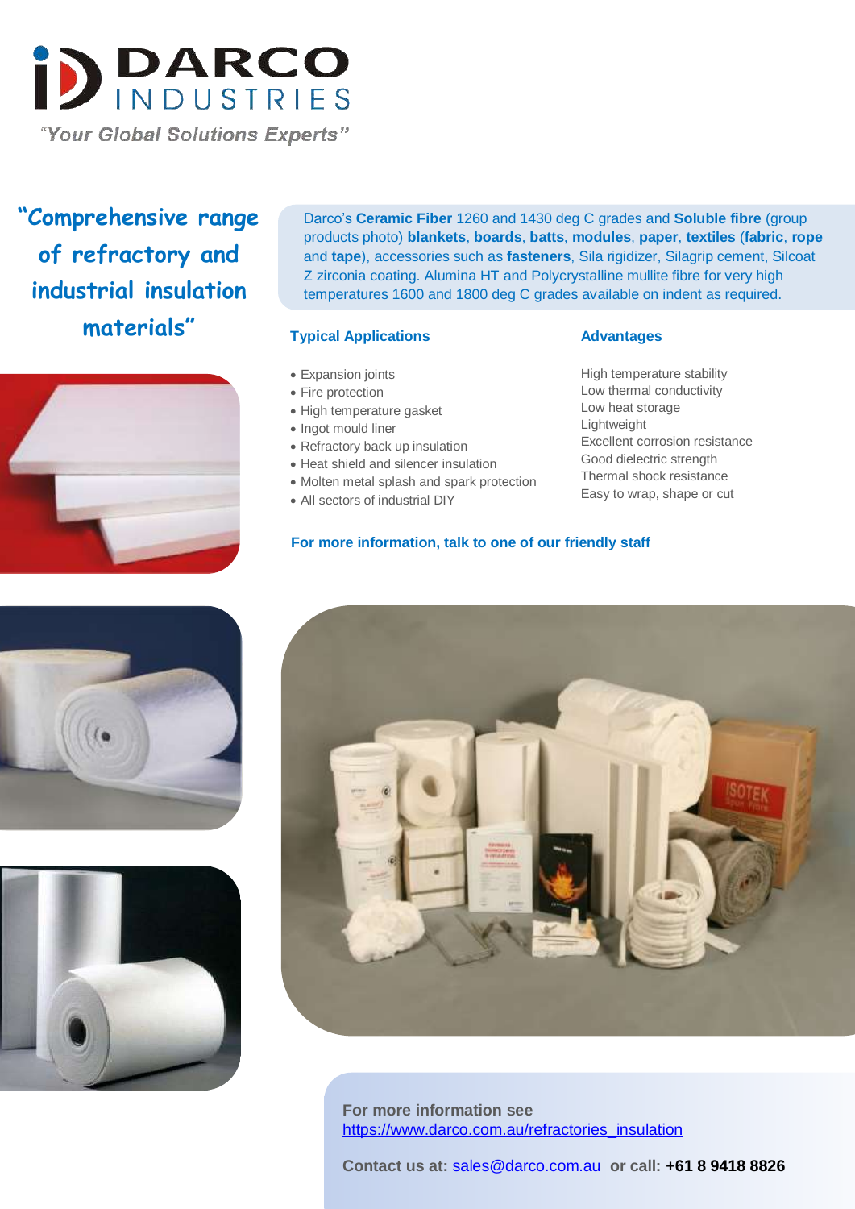# DARCO INDUSTRIES

*"Your Global Solutions Experts"*

## "Comprehensive range of refractory and industrial insulation materials"

Darco's **Ceramic Fiber** 1260 and 1430 deg C grades and **Soluble fibre** (group products photo) **blankets**, **boards**, **batts**, **modules**, **paper**, **textiles** (**fabric**, **rope** and **tape**), accessories such as **fasteners**, Sila rigidizer, Silagrip cement, Silcoat Z zirconia coating. Alumina HT and Polycrystalline mullite fibre for very high temperatures 1600 and 1800 deg C grades available on indent as required.

### Typical Applications

- Expansion joints
- Fire protection
- High temperature gasket
- Ingot mould liner
- Refractory back up insulation
- Heat shield and silencer insulation
- Molten metal splash and spark protection
- All sectors of industrial DIY

### Advantages

High temperature stability
Low thermal conductivity
Low heat storage
Lightweight
Excellent corrosion resistance
Good dielectric strength
Thermal shock resistance
Easy to wrap, shape or cut

**For more information, talk to one of our friendly staff**

**For more information see**
https://www.darco.com.au/refractories_insulation

**Contact us at:** sales@darco.com.au **or call: +61 8 9418 8826**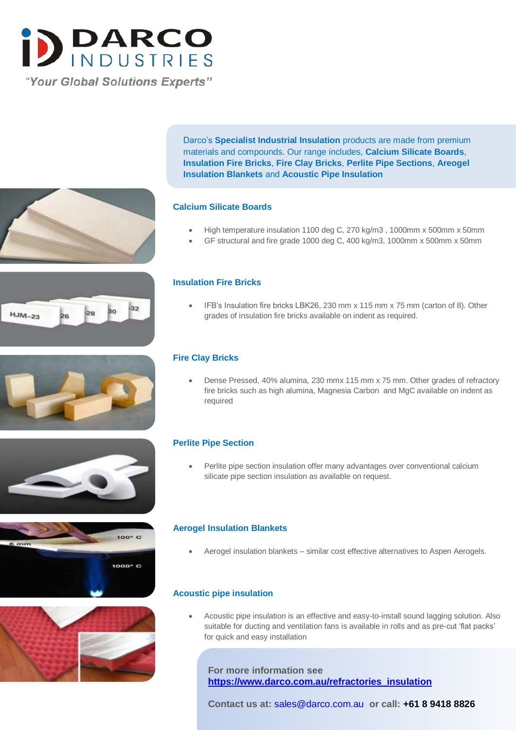# DARCO INDUSTRIES

*"Your Global Solutions Experts"*

Darco's **Specialist Industrial Insulation** products are made from premium materials and compounds. Our range includes, **Calcium Silicate Boards**, **Insulation Fire Bricks**, **Fire Clay Bricks**, **Perlite Pipe Sections**, **Areogel Insulation Blankets** and **Acoustic Pipe Insulation**

## Calcium Silicate Boards

- High temperature insulation 1100 deg C, 270 kg/m3 , 1000mm x 500mm x 50mm
- GF structural and fire grade 1000 deg C, 400 kg/m3, 1000mm x 500mm x 50mm

## Insulation Fire Bricks

- IFB's Insulation fire bricks LBK26, 230 mm x 115 mm x 75 mm (carton of 8). Other grades of insulation fire bricks available on indent as required.

## Fire Clay Bricks

- Dense Pressed, 40% alumina, 230 mmx 115 mm x 75 mm. Other grades of refractory fire bricks such as high alumina, Magnesia Carbon and MgC available on indent as required

## Perlite Pipe Section

- Perlite pipe section insulation offer many advantages over conventional calcium silicate pipe section insulation as available on request.

## Aerogel Insulation Blankets

- Aerogel insulation blankets – similar cost effective alternatives to Aspen Aerogels.

## Acoustic pipe insulation

- Acoustic pipe insulation is an effective and easy-to-install sound lagging solution. Also suitable for ducting and ventilation fans is available in rolls and as pre-cut 'flat packs' for quick and easy installation

**For more information see**
**https://www.darco.com.au/refractories_insulation**

**Contact us at:** sales@darco.com.au **or call: +61 8 9418 8826**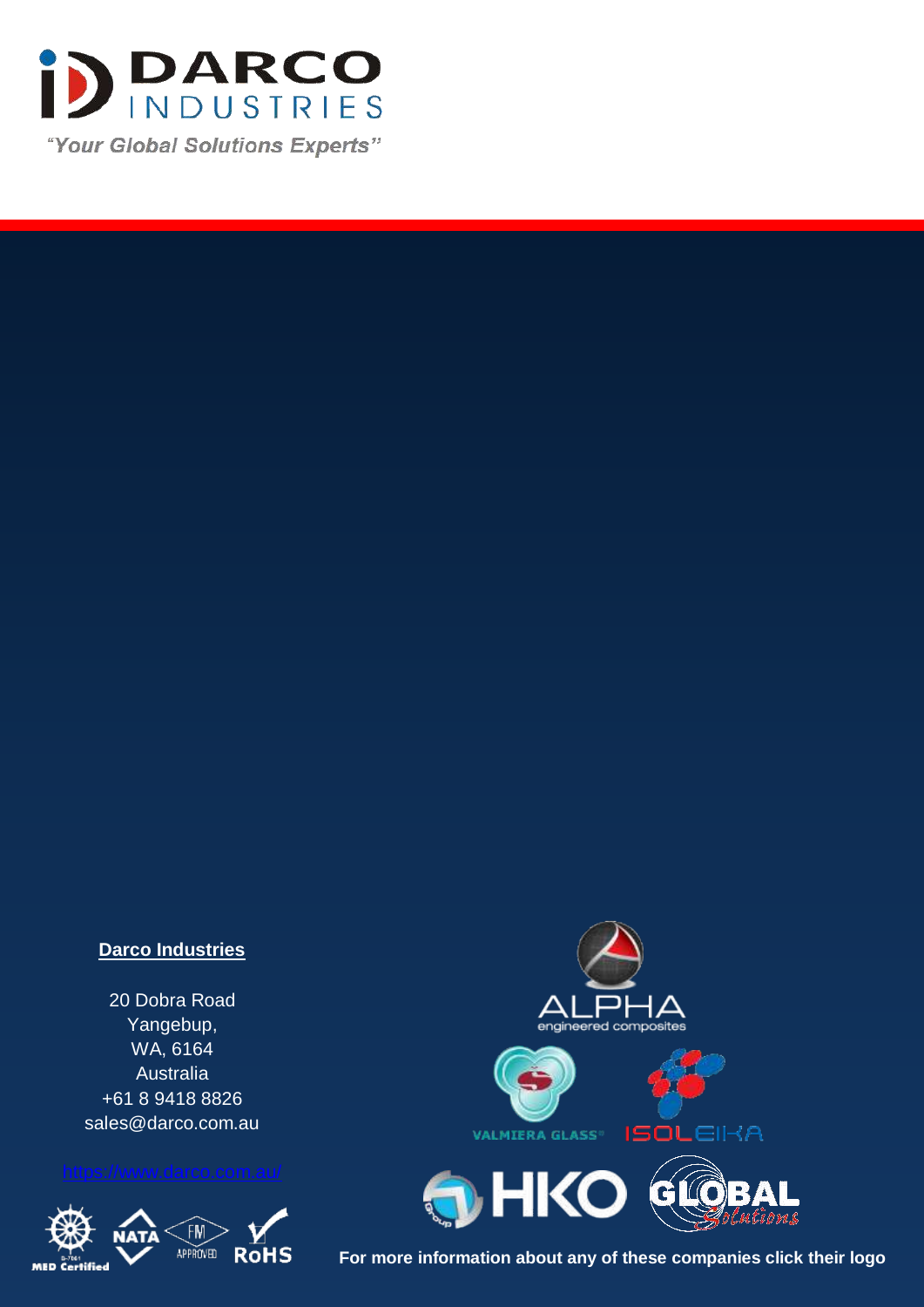DARCO INDUSTRIES

*"Your Global Solutions Experts"*

**Darco Industries**

20 Dobra Road
Yangebup,
WA, 6164
Australia
+61 8 9418 8826
sales@darco.com.au

https://www.darco.com.au/

**For more information about any of these companies click their logo**